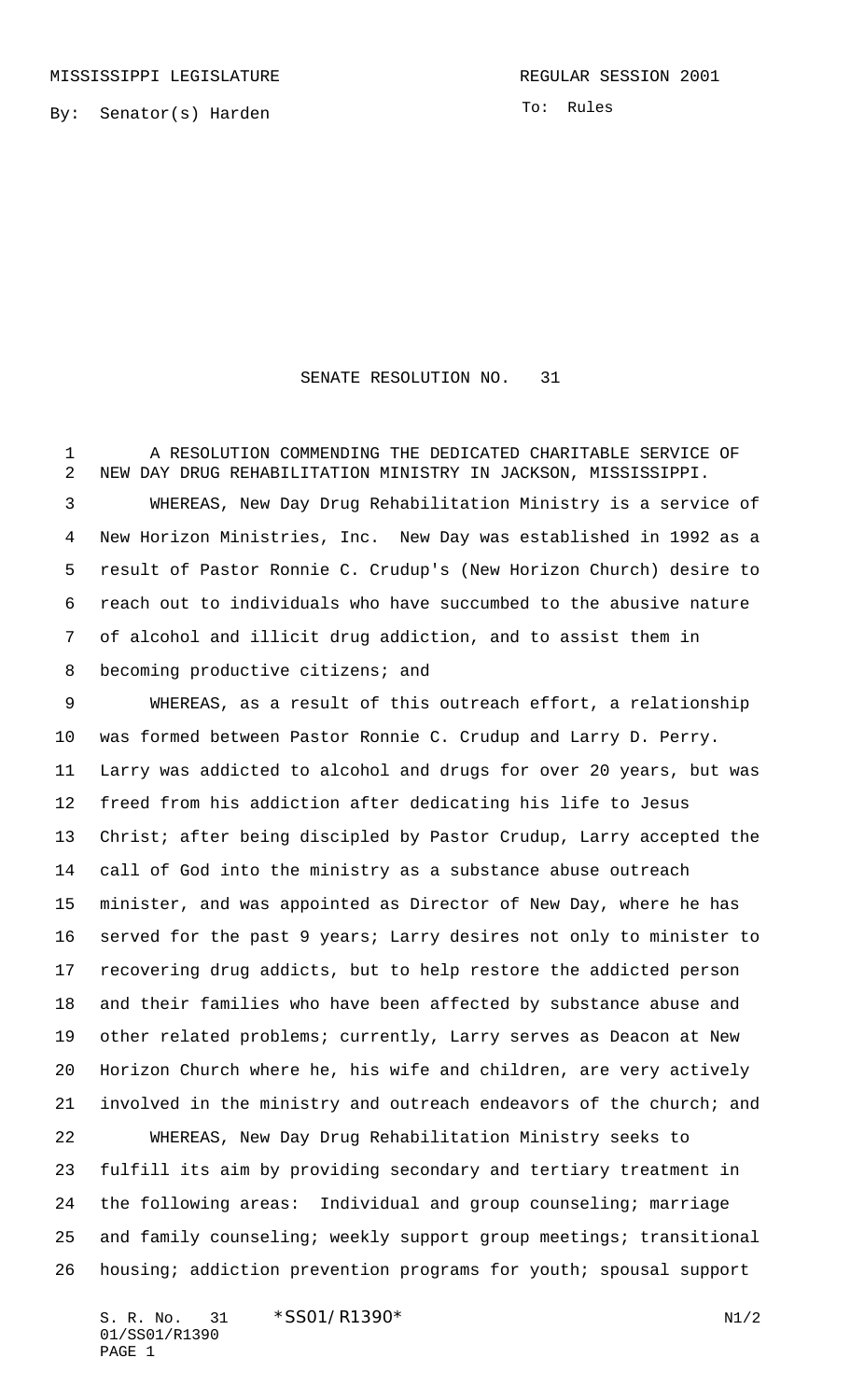MISSISSIPPI LEGISLATURE REGULAR SESSION 2001

By: Senator(s) Harden

To: Rules

# SENATE RESOLUTION NO. 31

A RESOLUTION COMMENDING THE DEDICATED CHARITABLE SERVICE OF NEW DAY DRUG REHABILITATION MINISTRY IN JACKSON, MISSISSIPPI.

WHEREAS, New Day Drug Rehabilitation Ministry is a service of New Horizon Ministries, Inc. New Day was established in 1992 as a result of Pastor Ronnie C. Crudup's (New Horizon Church) desire to reach out to individuals who have succumbed to the abusive nature of alcohol and illicit drug addiction, and to assist them in becoming productive citizens; and

WHEREAS, as a result of this outreach effort, a relationship was formed between Pastor Ronnie C. Crudup and Larry D. Perry. Larry was addicted to alcohol and drugs for over 20 years, but was freed from his addiction after dedicating his life to Jesus Christ; after being discipled by Pastor Crudup, Larry accepted the call of God into the ministry as a substance abuse outreach minister, and was appointed as Director of New Day, where he has served for the past 9 years; Larry desires not only to minister to recovering drug addicts, but to help restore the addicted person and their families who have been affected by substance abuse and other related problems; currently, Larry serves as Deacon at New Horizon Church where he, his wife and children, are very actively involved in the ministry and outreach endeavors of the church; and

WHEREAS, New Day Drug Rehabilitation Ministry seeks to fulfill its aim by providing secondary and tertiary treatment in the following areas: Individual and group counseling; marriage and family counseling; weekly support group meetings; transitional housing; addiction prevention programs for youth; spousal support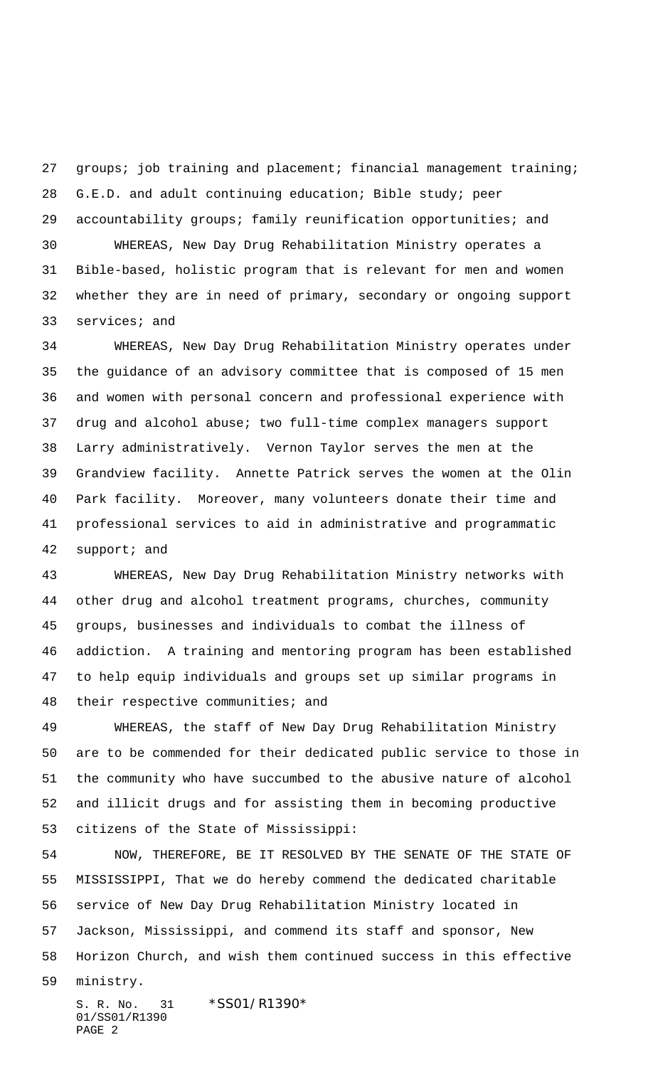groups; job training and placement; financial management training; G.E.D. and adult continuing education; Bible study; peer accountability groups; family reunification opportunities; and

WHEREAS, New Day Drug Rehabilitation Ministry operates a Bible-based, holistic program that is relevant for men and women whether they are in need of primary, secondary or ongoing support services; and

WHEREAS, New Day Drug Rehabilitation Ministry operates under the guidance of an advisory committee that is composed of 15 men and women with personal concern and professional experience with drug and alcohol abuse; two full-time complex managers support Larry administratively. Vernon Taylor serves the men at the Grandview facility. Annette Patrick serves the women at the Olin Park facility. Moreover, many volunteers donate their time and professional services to aid in administrative and programmatic support; and

WHEREAS, New Day Drug Rehabilitation Ministry networks with other drug and alcohol treatment programs, churches, community groups, businesses and individuals to combat the illness of addiction. A training and mentoring program has been established to help equip individuals and groups set up similar programs in their respective communities; and

WHEREAS, the staff of New Day Drug Rehabilitation Ministry are to be commended for their dedicated public service to those in the community who have succumbed to the abusive nature of alcohol and illicit drugs and for assisting them in becoming productive citizens of the State of Mississippi:

NOW, THEREFORE, BE IT RESOLVED BY THE SENATE OF THE STATE OF MISSISSIPPI, That we do hereby commend the dedicated charitable service of New Day Drug Rehabilitation Ministry located in Jackson, Mississippi, and commend its staff and sponsor, New Horizon Church, and wish them continued success in this effective ministry.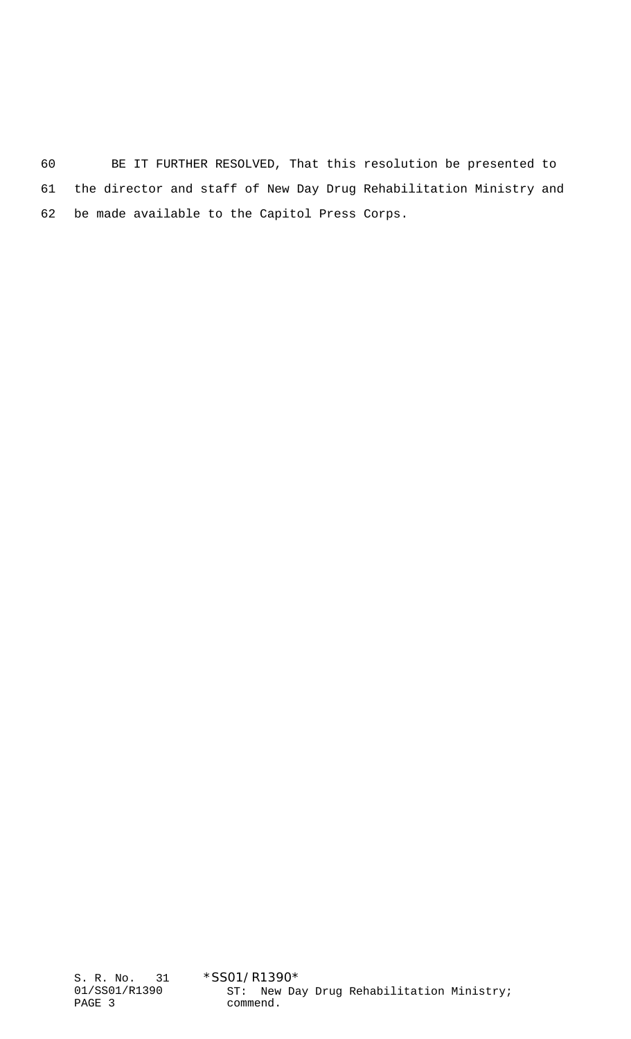BE IT FURTHER RESOLVED, That this resolution be presented to the director and staff of New Day Drug Rehabilitation Ministry and be made available to the Capitol Press Corps.